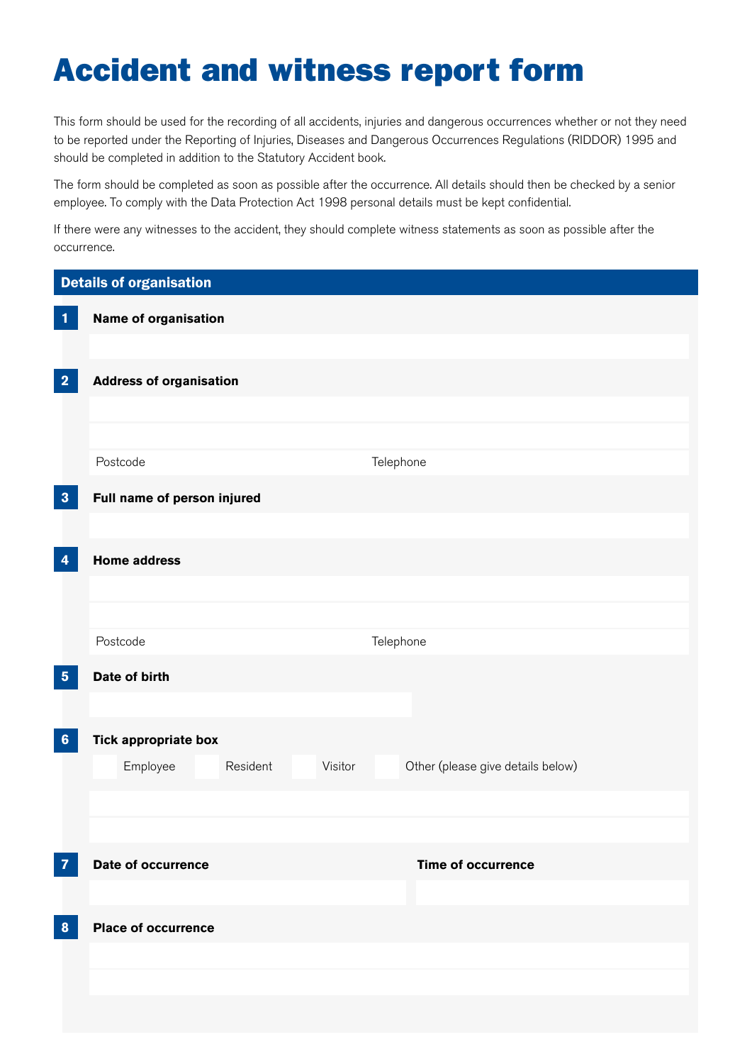# Accident and witness report form

This form should be used for the recording of all accidents, injuries and dangerous occurrences whether or not they need to be reported under the Reporting of Injuries, Diseases and Dangerous Occurrences Regulations (RIDDOR) 1995 and should be completed in addition to the Statutory Accident book.

The form should be completed as soon as possible after the occurrence. All details should then be checked by a senior employee. To comply with the Data Protection Act 1998 personal details must be kept confidential.

If there were any witnesses to the accident, they should complete witness statements as soon as possible after the occurrence.

## Details of organisation

**1 Name of organisation**

**2 Address of organisation**

Postcode  Telephone

**3 Full name of person injured**

**4 Home address**

Postcode  Telephone

**5 Date of birth**

**6 Tick appropriate box**

☐ Employee ☐ Resident ☐ Visitor ☐ Other (please give details below)

**7 Date of occurrence**  **Time of occurrence**

**8 Place of occurrence**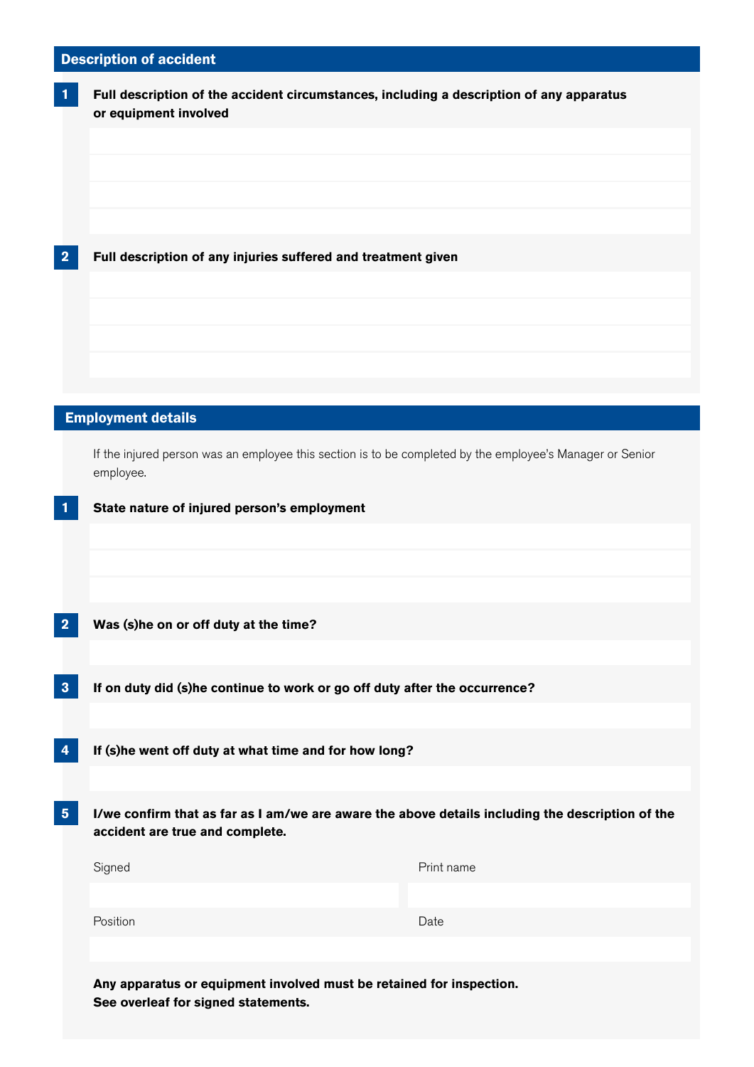## Description of accident

**1** **Full description of the accident circumstances, including a description of any apparatus or equipment involved**

**2** **Full description of any injuries suffered and treatment given**

## Employment details

If the injured person was an employee this section is to be completed by the employee's Manager or Senior employee.

**1** **State nature of injured person's employment**

**2** **Was (s)he on or off duty at the time?**

**3** **If on duty did (s)he continue to work or go off duty after the occurrence?**

**4** **If (s)he went off duty at what time and for how long?**

**5** **I/we confirm that as far as I am/we are aware the above details including the description of the accident are true and complete.**

Signed

Print name

Position

Date

**Any apparatus or equipment involved must be retained for inspection.**
**See overleaf for signed statements.**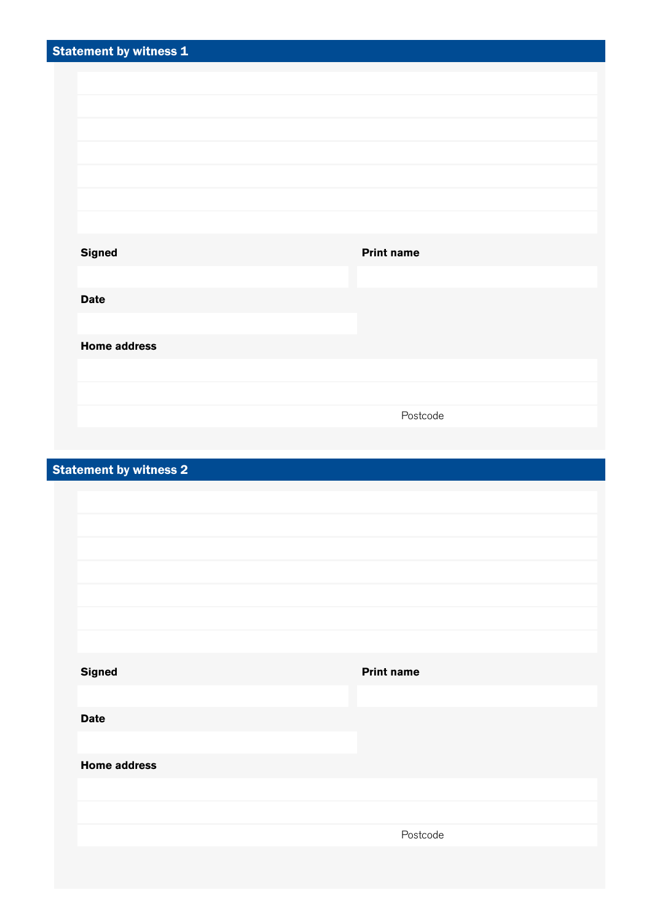## Statement by witness 1

**Signed**

**Print name**

**Date**

**Home address**

Postcode

## Statement by witness 2

**Signed**

**Print name**

**Date**

**Home address**

Postcode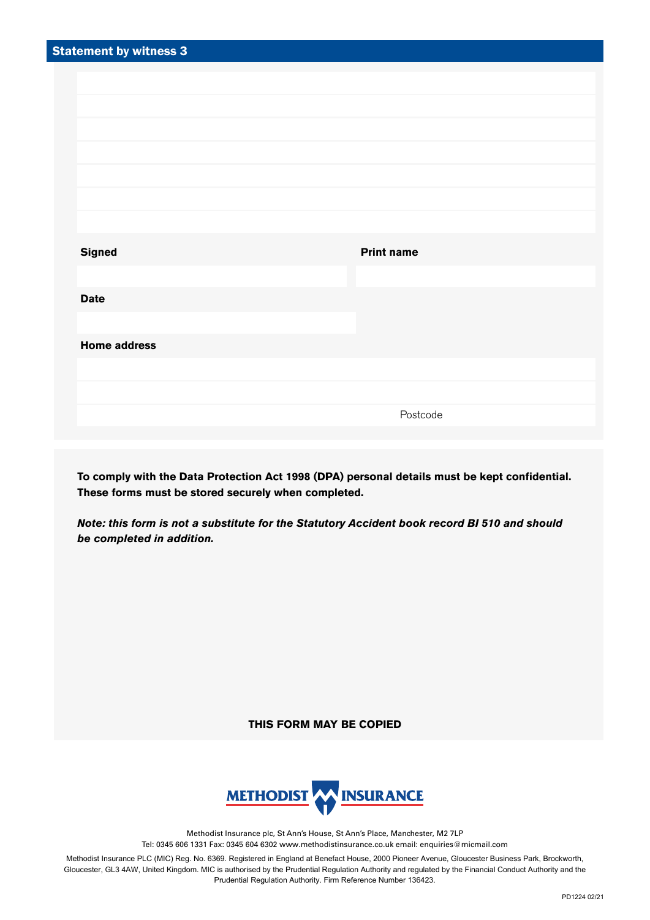## Statement by witness 3

**Signed**

**Print name**

**Date**

**Home address**

Postcode

**To comply with the Data Protection Act 1998 (DPA) personal details must be kept confidential. These forms must be stored securely when completed.**

***Note: this form is not a substitute for the Statutory Accident book record BI 510 and should be completed in addition.***

**THIS FORM MAY BE COPIED**

METHODIST INSURANCE

Methodist Insurance plc, St Ann's House, St Ann's Place, Manchester, M2 7LP
Tel: 0345 606 1331 Fax: 0345 604 6302 www.methodistinsurance.co.uk email: enquiries@micmail.com

Methodist Insurance PLC (MIC) Reg. No. 6369. Registered in England at Benefact House, 2000 Pioneer Avenue, Gloucester Business Park, Brockworth, Gloucester, GL3 4AW, United Kingdom. MIC is authorised by the Prudential Regulation Authority and regulated by the Financial Conduct Authority and the Prudential Regulation Authority. Firm Reference Number 136423.

PD1224 02/21